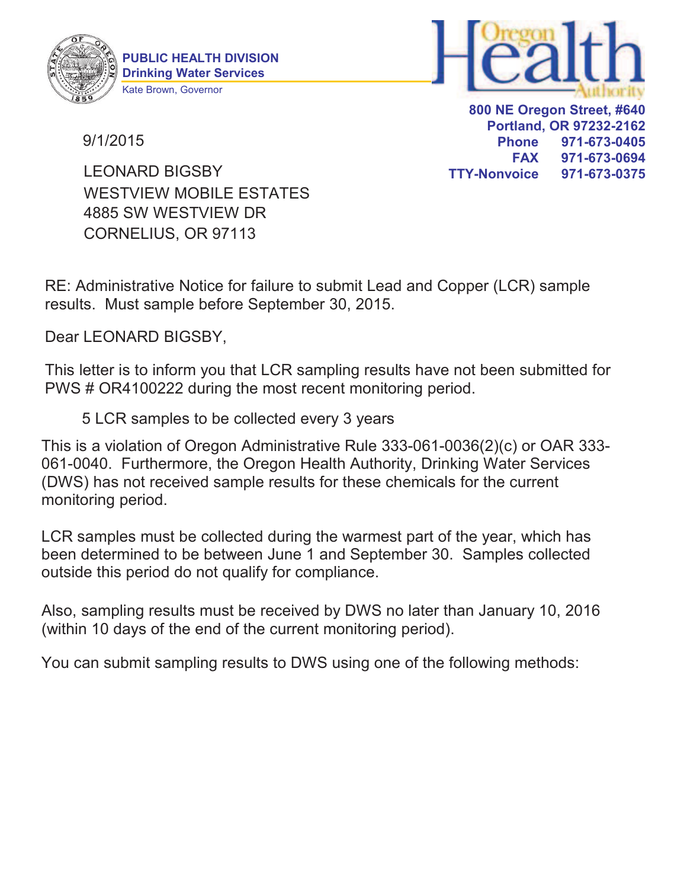**PUBLIC HEALTH DIVISION**
**Drinking Water Services**
Kate Brown, Governor

**800 NE Oregon Street, #640**
**Portland, OR 97232-2162**
**Phone 971-673-0405**
**FAX 971-673-0694**
**TTY-Nonvoice 971-673-0375**

9/1/2015

LEONARD BIGSBY
WESTVIEW MOBILE ESTATES
4885 SW WESTVIEW DR
CORNELIUS, OR 97113

RE: Administrative Notice for failure to submit Lead and Copper (LCR) sample results. Must sample before September 30, 2015.

Dear LEONARD BIGSBY,

This letter is to inform you that LCR sampling results have not been submitted for PWS # OR4100222 during the most recent monitoring period.

5 LCR samples to be collected every 3 years

This is a violation of Oregon Administrative Rule 333-061-0036(2)(c) or OAR 333-061-0040. Furthermore, the Oregon Health Authority, Drinking Water Services (DWS) has not received sample results for these chemicals for the current monitoring period.

LCR samples must be collected during the warmest part of the year, which has been determined to be between June 1 and September 30. Samples collected outside this period do not qualify for compliance.

Also, sampling results must be received by DWS no later than January 10, 2016 (within 10 days of the end of the current monitoring period).

You can submit sampling results to DWS using one of the following methods: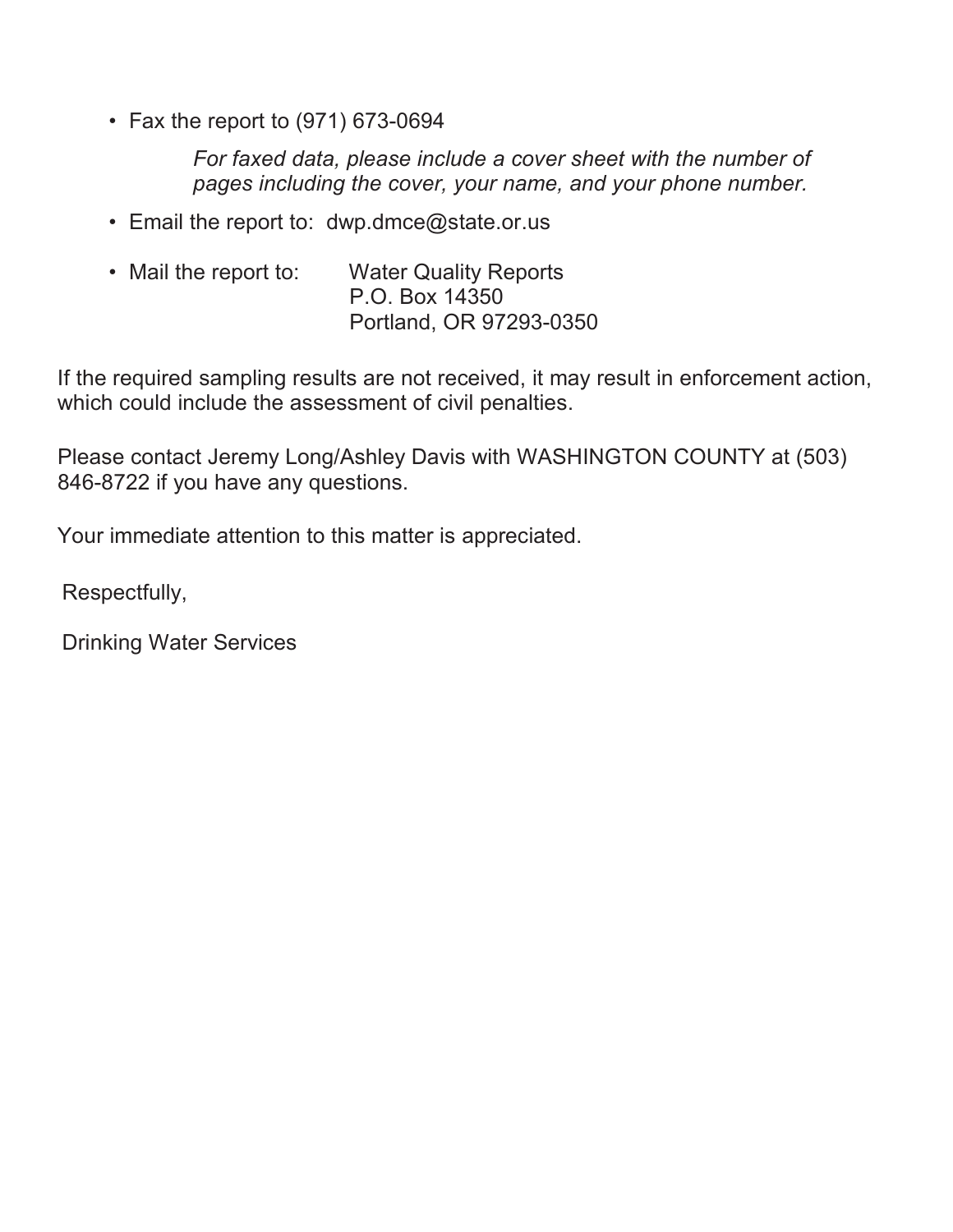- Fax the report to (971) 673-0694

  *For faxed data, please include a cover sheet with the number of pages including the cover, your name, and your phone number.*

- Email the report to: dwp.dmce@state.or.us

- Mail the report to: Water Quality Reports
  P.O. Box 14350
  Portland, OR 97293-0350

If the required sampling results are not received, it may result in enforcement action, which could include the assessment of civil penalties.

Please contact Jeremy Long/Ashley Davis with WASHINGTON COUNTY at (503) 846-8722 if you have any questions.

Your immediate attention to this matter is appreciated.

Respectfully,

Drinking Water Services